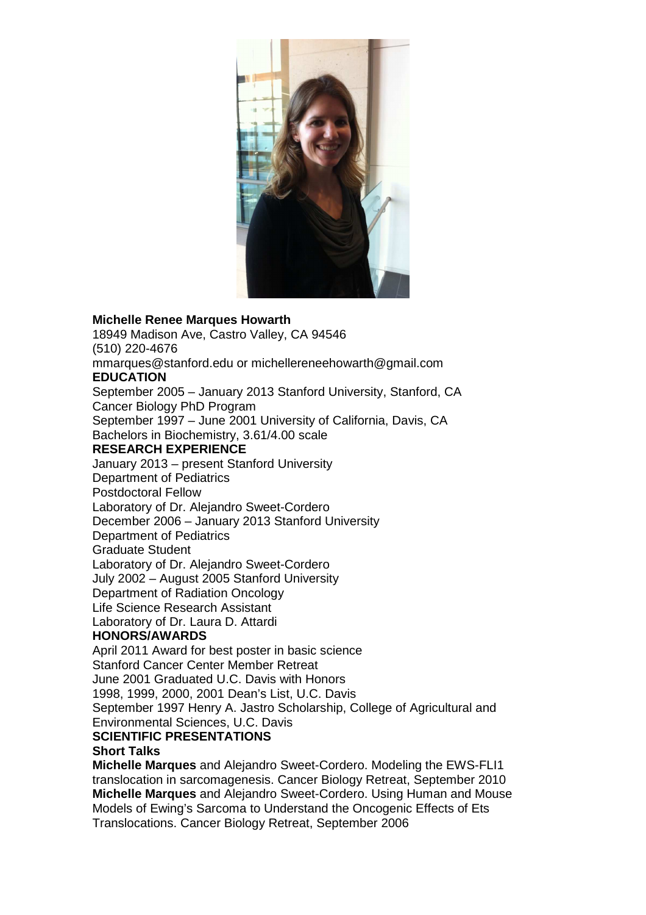**Michelle Renee Marques Howarth**
18949 Madison Ave, Castro Valley, CA 94546
(510) 220-4676
mmarques@stanford.edu or michellereneehowarth@gmail.com

## EDUCATION

September 2005 – January 2013 Stanford University, Stanford, CA
Cancer Biology PhD Program

September 1997 – June 2001 University of California, Davis, CA
Bachelors in Biochemistry, 3.61/4.00 scale

## RESEARCH EXPERIENCE

January 2013 – present Stanford University
Department of Pediatrics
Postdoctoral Fellow
Laboratory of Dr. Alejandro Sweet-Cordero

December 2006 – January 2013 Stanford University
Department of Pediatrics
Graduate Student
Laboratory of Dr. Alejandro Sweet-Cordero

July 2002 – August 2005 Stanford University
Department of Radiation Oncology
Life Science Research Assistant
Laboratory of Dr. Laura D. Attardi

## HONORS/AWARDS

April 2011 Award for best poster in basic science
Stanford Cancer Center Member Retreat

June 2001 Graduated U.C. Davis with Honors

1998, 1999, 2000, 2001 Dean's List, U.C. Davis

September 1997 Henry A. Jastro Scholarship, College of Agricultural and Environmental Sciences, U.C. Davis

## SCIENTIFIC PRESENTATIONS

### Short Talks

**Michelle Marques** and Alejandro Sweet-Cordero. Modeling the EWS-FLI1 translocation in sarcomagenesis. Cancer Biology Retreat, September 2010

**Michelle Marques** and Alejandro Sweet-Cordero. Using Human and Mouse Models of Ewing's Sarcoma to Understand the Oncogenic Effects of Ets Translocations. Cancer Biology Retreat, September 2006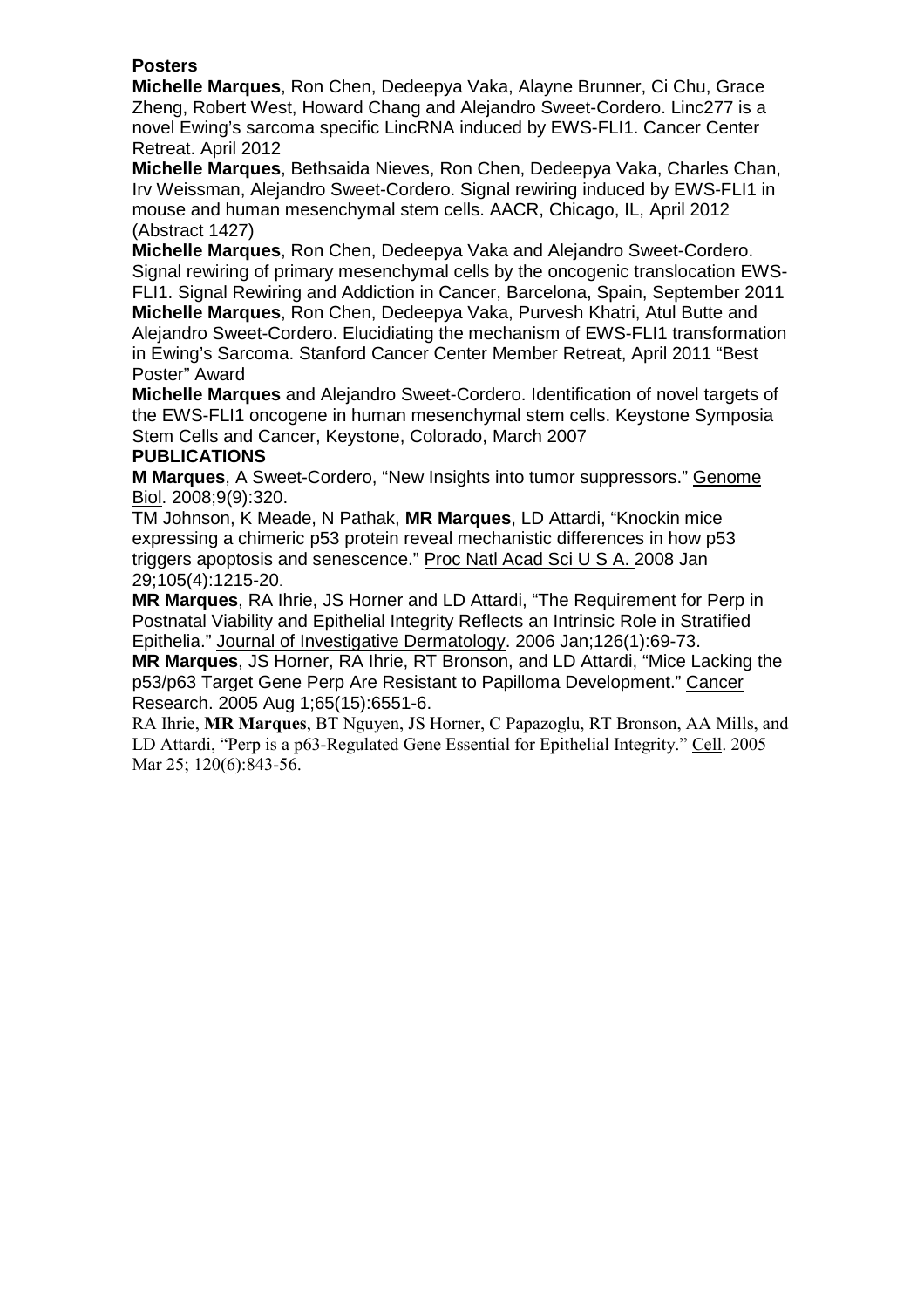**Posters**

**Michelle Marques**, Ron Chen, Dedeepya Vaka, Alayne Brunner, Ci Chu, Grace Zheng, Robert West, Howard Chang and Alejandro Sweet-Cordero. Linc277 is a novel Ewing's sarcoma specific LincRNA induced by EWS-FLI1. Cancer Center Retreat. April 2012

**Michelle Marques**, Bethsaida Nieves, Ron Chen, Dedeepya Vaka, Charles Chan, Irv Weissman, Alejandro Sweet-Cordero. Signal rewiring induced by EWS-FLI1 in mouse and human mesenchymal stem cells. AACR, Chicago, IL, April 2012 (Abstract 1427)

**Michelle Marques**, Ron Chen, Dedeepya Vaka and Alejandro Sweet-Cordero. Signal rewiring of primary mesenchymal cells by the oncogenic translocation EWS-FLI1. Signal Rewiring and Addiction in Cancer, Barcelona, Spain, September 2011

**Michelle Marques**, Ron Chen, Dedeepya Vaka, Purvesh Khatri, Atul Butte and Alejandro Sweet-Cordero. Elucidiating the mechanism of EWS-FLI1 transformation in Ewing's Sarcoma. Stanford Cancer Center Member Retreat, April 2011 "Best Poster" Award

**Michelle Marques** and Alejandro Sweet-Cordero. Identification of novel targets of the EWS-FLI1 oncogene in human mesenchymal stem cells. Keystone Symposia Stem Cells and Cancer, Keystone, Colorado, March 2007

**PUBLICATIONS**

**M Marques**, A Sweet-Cordero, "New Insights into tumor suppressors." Genome Biol. 2008;9(9):320.

TM Johnson, K Meade, N Pathak, **MR Marques**, LD Attardi, "Knockin mice expressing a chimeric p53 protein reveal mechanistic differences in how p53 triggers apoptosis and senescence." Proc Natl Acad Sci U S A. 2008 Jan 29;105(4):1215-20.

**MR Marques**, RA Ihrie, JS Horner and LD Attardi, "The Requirement for Perp in Postnatal Viability and Epithelial Integrity Reflects an Intrinsic Role in Stratified Epithelia." Journal of Investigative Dermatology. 2006 Jan;126(1):69-73.

**MR Marques**, JS Horner, RA Ihrie, RT Bronson, and LD Attardi, "Mice Lacking the p53/p63 Target Gene Perp Are Resistant to Papilloma Development." Cancer Research. 2005 Aug 1;65(15):6551-6.

RA Ihrie, **MR Marques**, BT Nguyen, JS Horner, C Papazoglu, RT Bronson, AA Mills, and LD Attardi, "Perp is a p63-Regulated Gene Essential for Epithelial Integrity." Cell. 2005 Mar 25; 120(6):843-56.